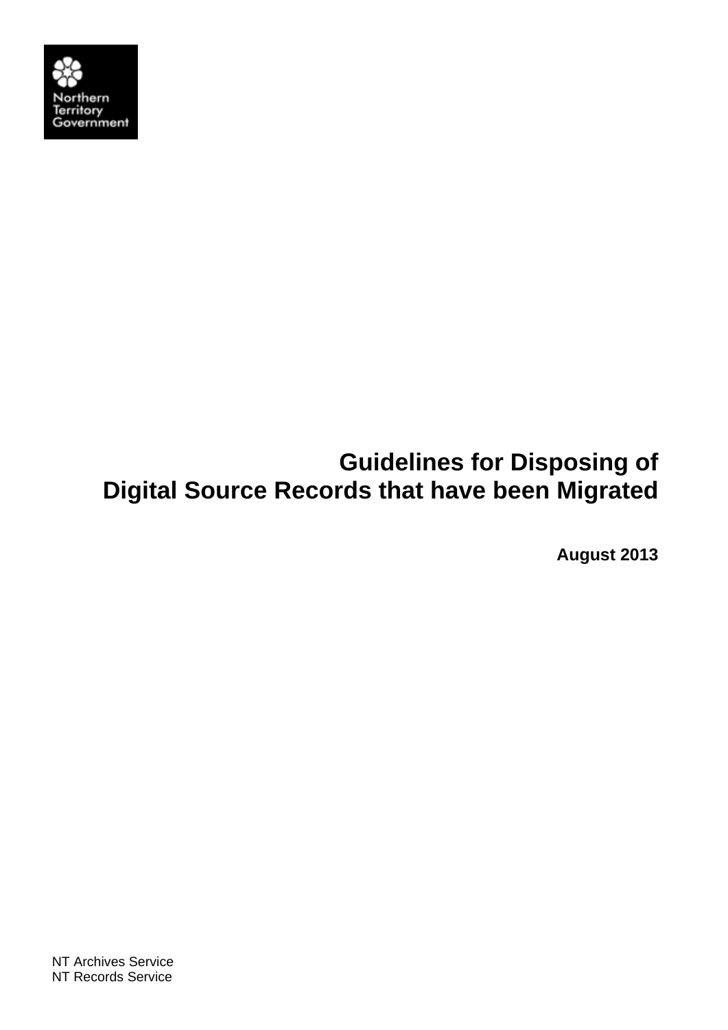Northern Territory Government

# Guidelines for Disposing of Digital Source Records that have been Migrated

**August 2013**

NT Archives Service
NT Records Service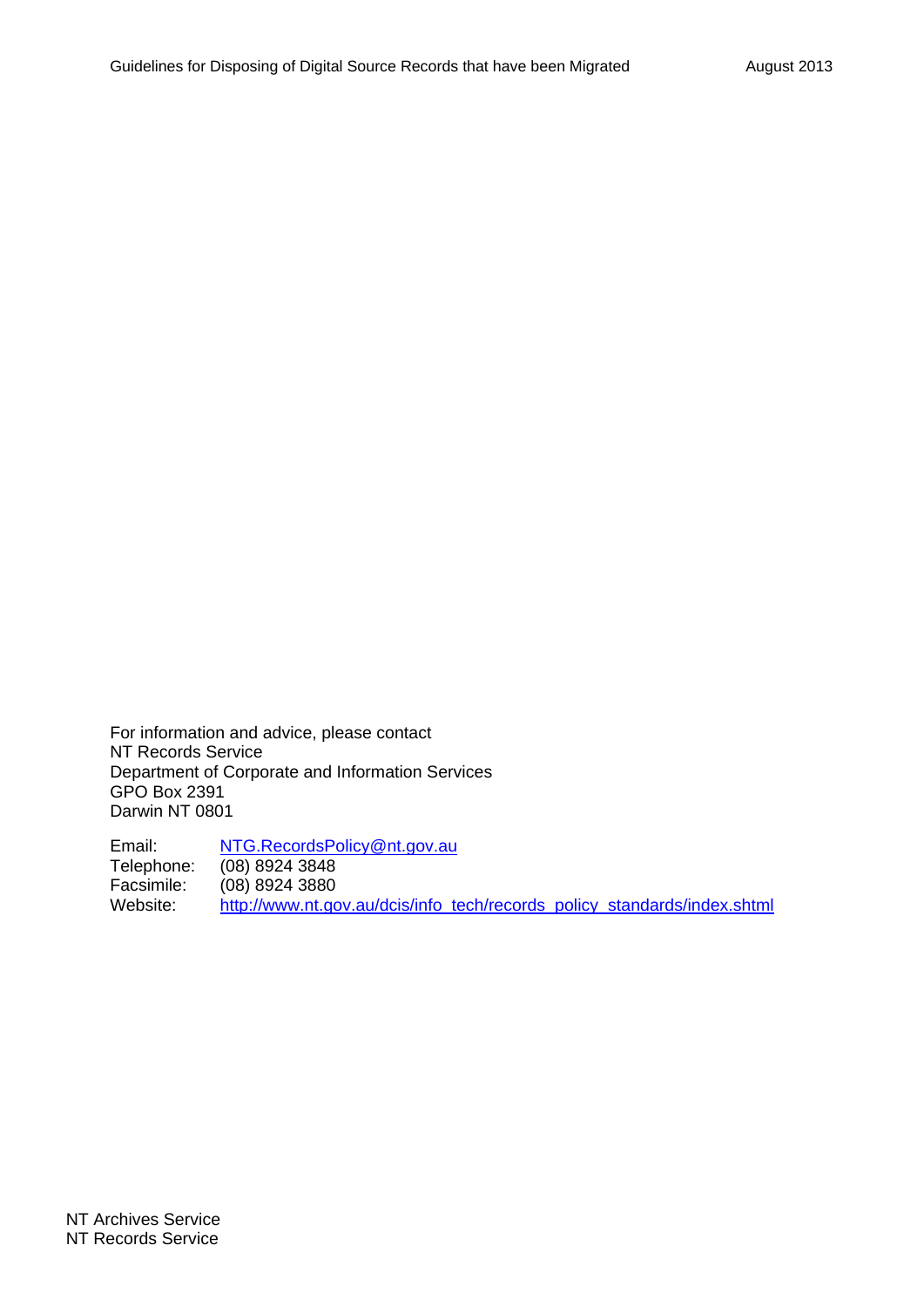For information and advice, please contact
NT Records Service
Department of Corporate and Information Services
GPO Box 2391
Darwin NT 0801

Email: [NTG.RecordsPolicy@nt.gov.au](mailto:NTG.RecordsPolicy@nt.gov.au)
Telephone: (08) 8924 3848
Facsimile: (08) 8924 3880
Website: [http://www.nt.gov.au/dcis/info_tech/records_policy_standards/index.shtml](http://www.nt.gov.au/dcis/info_tech/records_policy_standards/index.shtml)

NT Archives Service
NT Records Service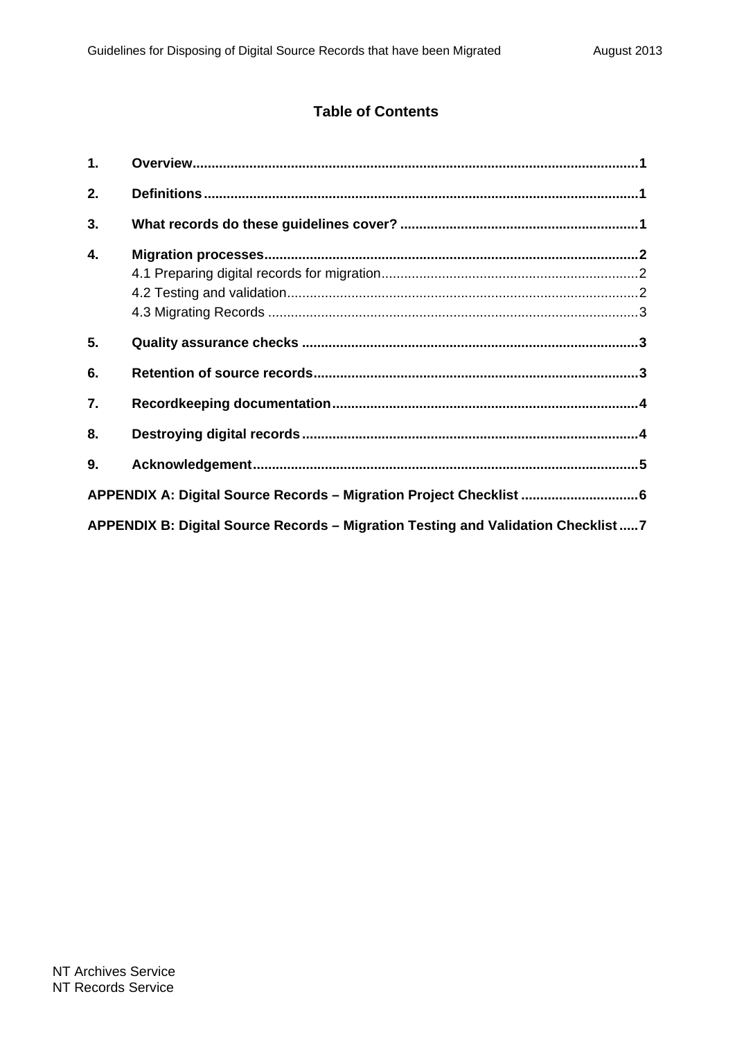# Table of Contents

**1. Overview** ..... **1**

**2. Definitions** ..... **1**

**3. What records do these guidelines cover?** ..... **1**

**4. Migration processes** ..... **2**

- 4.1 Preparing digital records for migration ..... 2
- 4.2 Testing and validation ..... 2
- 4.3 Migrating Records ..... 3

**5. Quality assurance checks** ..... **3**

**6. Retention of source records** ..... **3**

**7. Recordkeeping documentation** ..... **4**

**8. Destroying digital records** ..... **4**

**9. Acknowledgement** ..... **5**

**APPENDIX A: Digital Source Records – Migration Project Checklist** ..... **6**

**APPENDIX B: Digital Source Records – Migration Testing and Validation Checklist** ..... **7**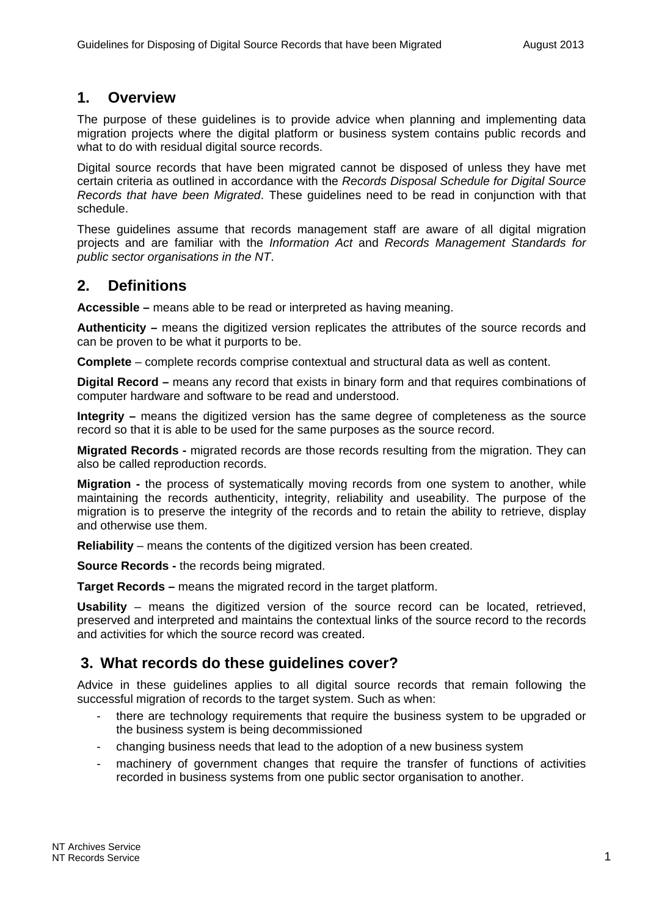## 1. Overview

The purpose of these guidelines is to provide advice when planning and implementing data migration projects where the digital platform or business system contains public records and what to do with residual digital source records.

Digital source records that have been migrated cannot be disposed of unless they have met certain criteria as outlined in accordance with the *Records Disposal Schedule for Digital Source Records that have been Migrated*. These guidelines need to be read in conjunction with that schedule.

These guidelines assume that records management staff are aware of all digital migration projects and are familiar with the *Information Act* and *Records Management Standards for public sector organisations in the NT*.

## 2. Definitions

**Accessible –** means able to be read or interpreted as having meaning.

**Authenticity –** means the digitized version replicates the attributes of the source records and can be proven to be what it purports to be.

**Complete** – complete records comprise contextual and structural data as well as content.

**Digital Record –** means any record that exists in binary form and that requires combinations of computer hardware and software to be read and understood.

**Integrity –** means the digitized version has the same degree of completeness as the source record so that it is able to be used for the same purposes as the source record.

**Migrated Records -** migrated records are those records resulting from the migration. They can also be called reproduction records.

**Migration -** the process of systematically moving records from one system to another, while maintaining the records authenticity, integrity, reliability and useability. The purpose of the migration is to preserve the integrity of the records and to retain the ability to retrieve, display and otherwise use them.

**Reliability** – means the contents of the digitized version has been created.

**Source Records -** the records being migrated.

**Target Records –** means the migrated record in the target platform.

**Usability** – means the digitized version of the source record can be located, retrieved, preserved and interpreted and maintains the contextual links of the source record to the records and activities for which the source record was created.

## 3. What records do these guidelines cover?

Advice in these guidelines applies to all digital source records that remain following the successful migration of records to the target system. Such as when:

- there are technology requirements that require the business system to be upgraded or the business system is being decommissioned
- changing business needs that lead to the adoption of a new business system
- machinery of government changes that require the transfer of functions of activities recorded in business systems from one public sector organisation to another.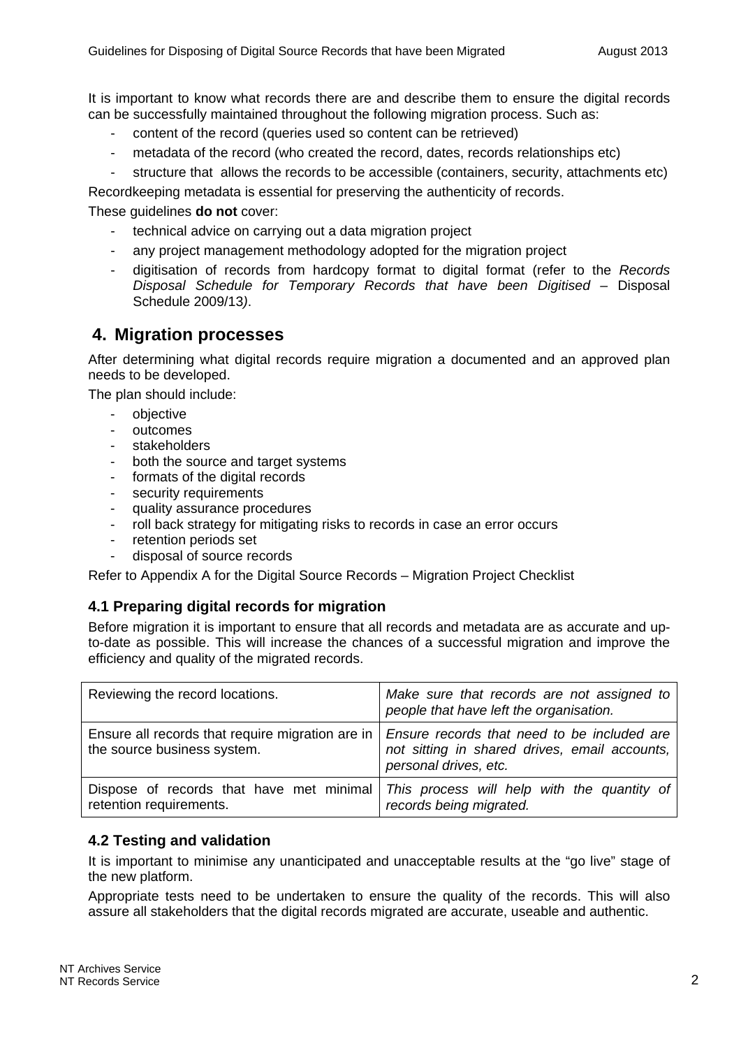It is important to know what records there are and describe them to ensure the digital records can be successfully maintained throughout the following migration process. Such as:

- content of the record (queries used so content can be retrieved)
- metadata of the record (who created the record, dates, records relationships etc)
- structure that allows the records to be accessible (containers, security, attachments etc)

Recordkeeping metadata is essential for preserving the authenticity of records.

These guidelines **do not** cover:

- technical advice on carrying out a data migration project
- any project management methodology adopted for the migration project
- digitisation of records from hardcopy format to digital format (refer to the *Records Disposal Schedule for Temporary Records that have been Digitised* – Disposal Schedule 2009/13).

## 4. Migration processes

After determining what digital records require migration a documented and an approved plan needs to be developed.

The plan should include:

- objective
- outcomes
- stakeholders
- both the source and target systems
- formats of the digital records
- security requirements
- quality assurance procedures
- roll back strategy for mitigating risks to records in case an error occurs
- retention periods set
- disposal of source records

Refer to Appendix A for the Digital Source Records – Migration Project Checklist

### 4.1 Preparing digital records for migration

Before migration it is important to ensure that all records and metadata are as accurate and up-to-date as possible. This will increase the chances of a successful migration and improve the efficiency and quality of the migrated records.

| | |
|---|---|
| Reviewing the record locations. | *Make sure that records are not assigned to people that have left the organisation.* |
| Ensure all records that require migration are in the source business system. | *Ensure records that need to be included are not sitting in shared drives, email accounts, personal drives, etc.* |
| Dispose of records that have met minimal retention requirements. | *This process will help with the quantity of records being migrated.* |

### 4.2 Testing and validation

It is important to minimise any unanticipated and unacceptable results at the "go live" stage of the new platform.

Appropriate tests need to be undertaken to ensure the quality of the records. This will also assure all stakeholders that the digital records migrated are accurate, useable and authentic.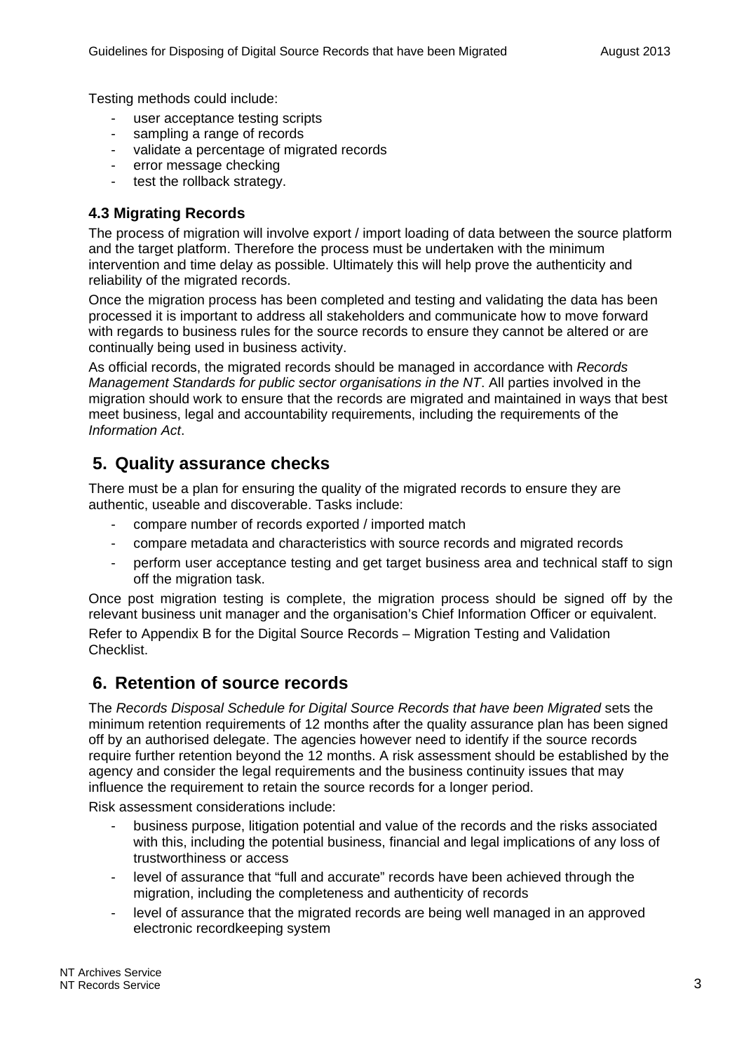Testing methods could include:

- user acceptance testing scripts
- sampling a range of records
- validate a percentage of migrated records
- error message checking
- test the rollback strategy.

### 4.3 Migrating Records

The process of migration will involve export / import loading of data between the source platform and the target platform. Therefore the process must be undertaken with the minimum intervention and time delay as possible. Ultimately this will help prove the authenticity and reliability of the migrated records.

Once the migration process has been completed and testing and validating the data has been processed it is important to address all stakeholders and communicate how to move forward with regards to business rules for the source records to ensure they cannot be altered or are continually being used in business activity.

As official records, the migrated records should be managed in accordance with *Records Management Standards for public sector organisations in the NT*. All parties involved in the migration should work to ensure that the records are migrated and maintained in ways that best meet business, legal and accountability requirements, including the requirements of the *Information Act*.

## 5. Quality assurance checks

There must be a plan for ensuring the quality of the migrated records to ensure they are authentic, useable and discoverable. Tasks include:

- compare number of records exported / imported match
- compare metadata and characteristics with source records and migrated records
- perform user acceptance testing and get target business area and technical staff to sign off the migration task.

Once post migration testing is complete, the migration process should be signed off by the relevant business unit manager and the organisation's Chief Information Officer or equivalent.

Refer to Appendix B for the Digital Source Records – Migration Testing and Validation Checklist.

## 6. Retention of source records

The *Records Disposal Schedule for Digital Source Records that have been Migrated* sets the minimum retention requirements of 12 months after the quality assurance plan has been signed off by an authorised delegate. The agencies however need to identify if the source records require further retention beyond the 12 months. A risk assessment should be established by the agency and consider the legal requirements and the business continuity issues that may influence the requirement to retain the source records for a longer period.

Risk assessment considerations include:

- business purpose, litigation potential and value of the records and the risks associated with this, including the potential business, financial and legal implications of any loss of trustworthiness or access
- level of assurance that "full and accurate" records have been achieved through the migration, including the completeness and authenticity of records
- level of assurance that the migrated records are being well managed in an approved electronic recordkeeping system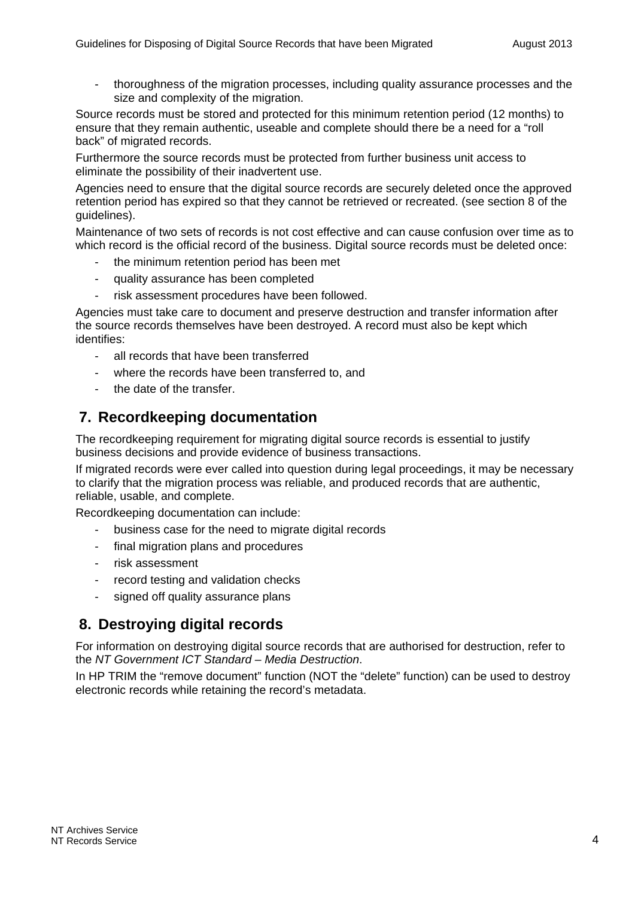- thoroughness of the migration processes, including quality assurance processes and the size and complexity of the migration.

Source records must be stored and protected for this minimum retention period (12 months) to ensure that they remain authentic, useable and complete should there be a need for a "roll back" of migrated records.

Furthermore the source records must be protected from further business unit access to eliminate the possibility of their inadvertent use.

Agencies need to ensure that the digital source records are securely deleted once the approved retention period has expired so that they cannot be retrieved or recreated. (see section 8 of the guidelines).

Maintenance of two sets of records is not cost effective and can cause confusion over time as to which record is the official record of the business. Digital source records must be deleted once:

- the minimum retention period has been met
- quality assurance has been completed
- risk assessment procedures have been followed.

Agencies must take care to document and preserve destruction and transfer information after the source records themselves have been destroyed. A record must also be kept which identifies:

- all records that have been transferred
- where the records have been transferred to, and
- the date of the transfer.

## 7. Recordkeeping documentation

The recordkeeping requirement for migrating digital source records is essential to justify business decisions and provide evidence of business transactions.

If migrated records were ever called into question during legal proceedings, it may be necessary to clarify that the migration process was reliable, and produced records that are authentic, reliable, usable, and complete.

Recordkeeping documentation can include:

- business case for the need to migrate digital records
- final migration plans and procedures
- risk assessment
- record testing and validation checks
- signed off quality assurance plans

## 8. Destroying digital records

For information on destroying digital source records that are authorised for destruction, refer to the *NT Government ICT Standard – Media Destruction*.

In HP TRIM the "remove document" function (NOT the "delete" function) can be used to destroy electronic records while retaining the record's metadata.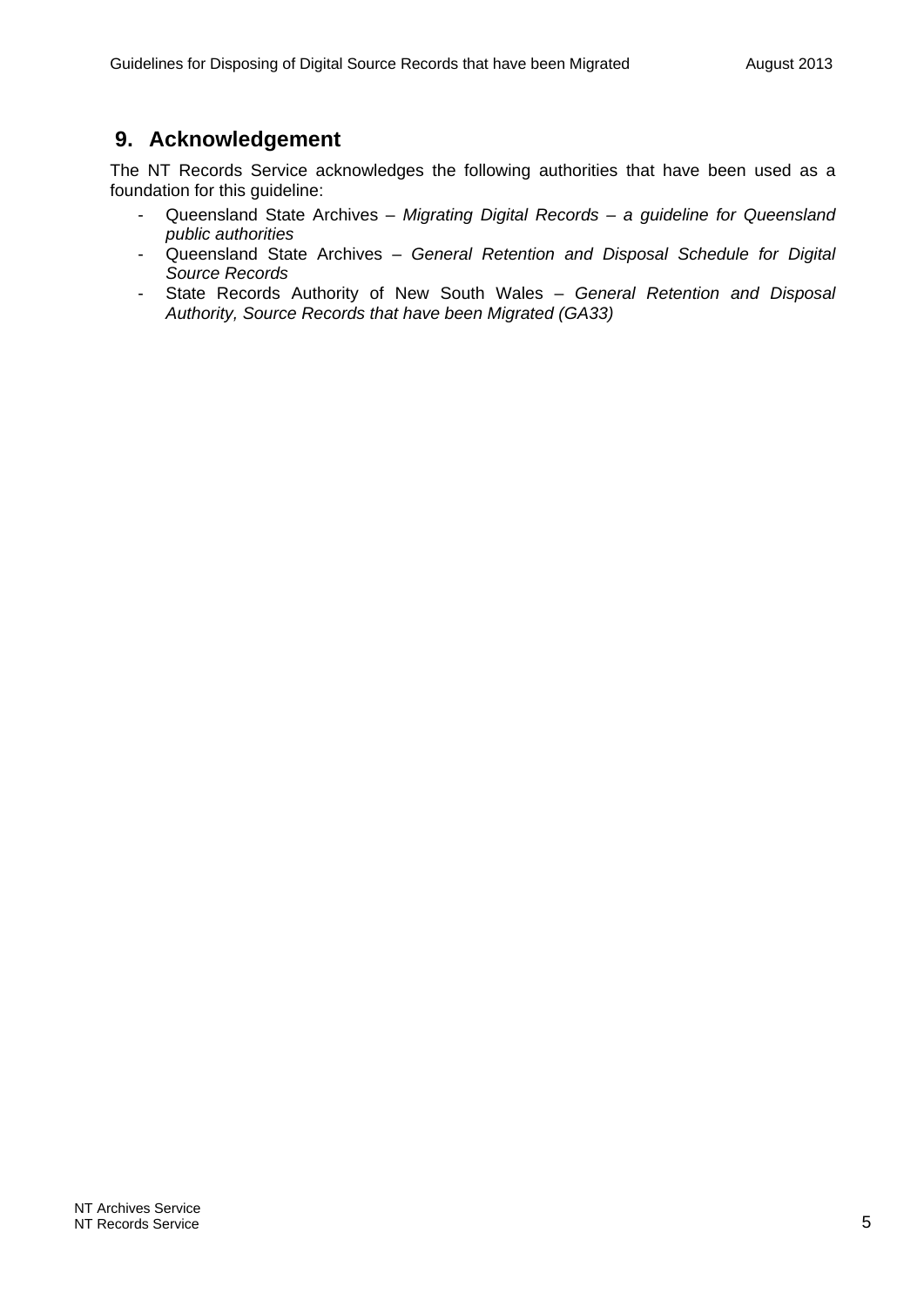## 9. Acknowledgement

The NT Records Service acknowledges the following authorities that have been used as a foundation for this guideline:

- Queensland State Archives – *Migrating Digital Records – a guideline for Queensland public authorities*
- Queensland State Archives – *General Retention and Disposal Schedule for Digital Source Records*
- State Records Authority of New South Wales – *General Retention and Disposal Authority, Source Records that have been Migrated (GA33)*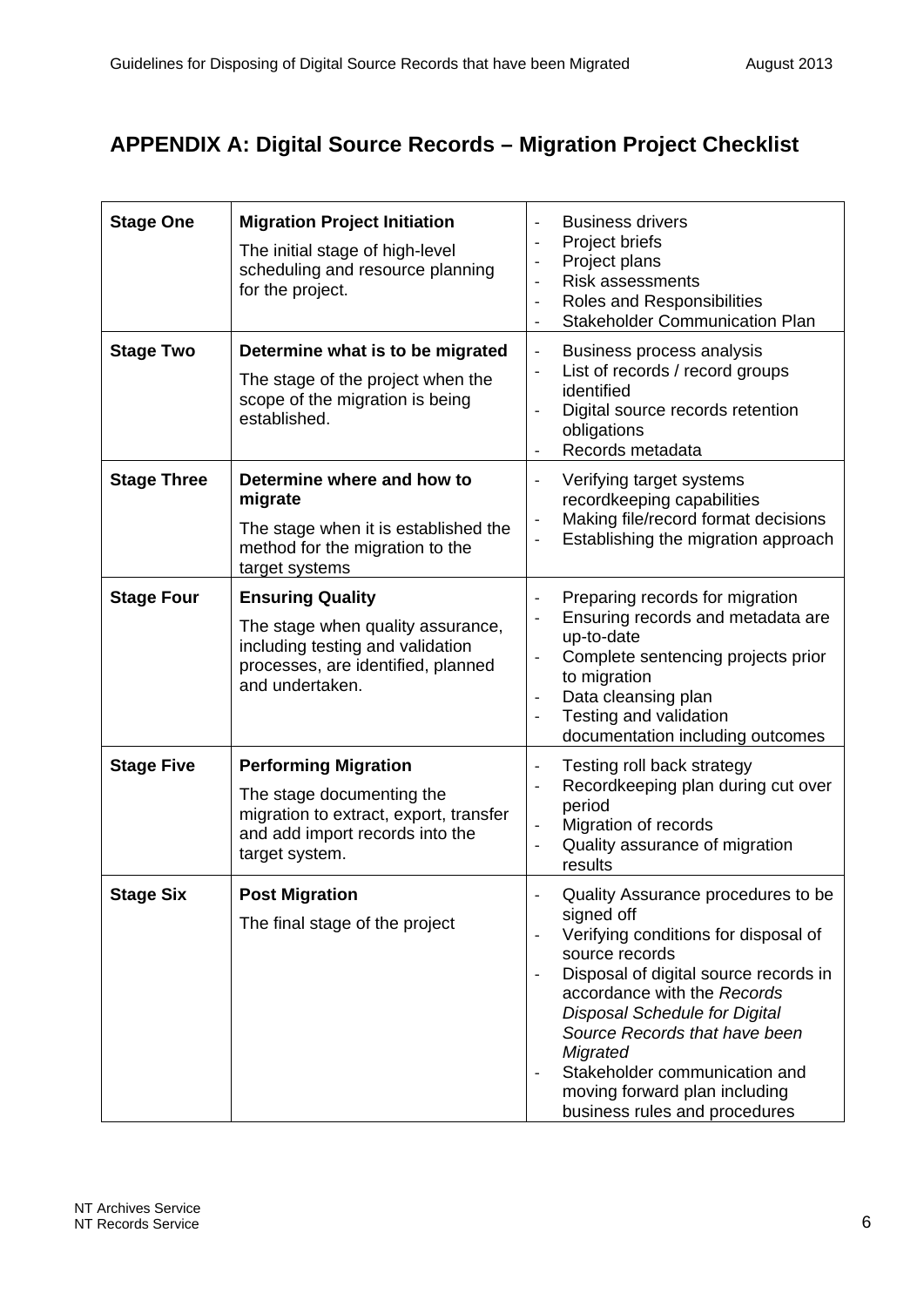## APPENDIX A: Digital Source Records – Migration Project Checklist

| | | |
|---|---|---|
| **Stage One** | **Migration Project Initiation**<br>The initial stage of high-level scheduling and resource planning for the project. | - Business drivers<br>- Project briefs<br>- Project plans<br>- Risk assessments<br>- Roles and Responsibilities<br>- Stakeholder Communication Plan |
| **Stage Two** | **Determine what is to be migrated**<br>The stage of the project when the scope of the migration is being established. | - Business process analysis<br>- List of records / record groups identified<br>- Digital source records retention obligations<br>- Records metadata |
| **Stage Three** | **Determine where and how to migrate**<br>The stage when it is established the method for the migration to the target systems | - Verifying target systems recordkeeping capabilities<br>- Making file/record format decisions<br>- Establishing the migration approach |
| **Stage Four** | **Ensuring Quality**<br>The stage when quality assurance, including testing and validation processes, are identified, planned and undertaken. | - Preparing records for migration<br>- Ensuring records and metadata are up-to-date<br>- Complete sentencing projects prior to migration<br>- Data cleansing plan<br>- Testing and validation documentation including outcomes |
| **Stage Five** | **Performing Migration**<br>The stage documenting the migration to extract, export, transfer and add import records into the target system. | - Testing roll back strategy<br>- Recordkeeping plan during cut over period<br>- Migration of records<br>- Quality assurance of migration results |
| **Stage Six** | **Post Migration**<br>The final stage of the project | - Quality Assurance procedures to be signed off<br>- Verifying conditions for disposal of source records<br>- Disposal of digital source records in accordance with the *Records Disposal Schedule for Digital Source Records that have been Migrated*<br>- Stakeholder communication and moving forward plan including business rules and procedures |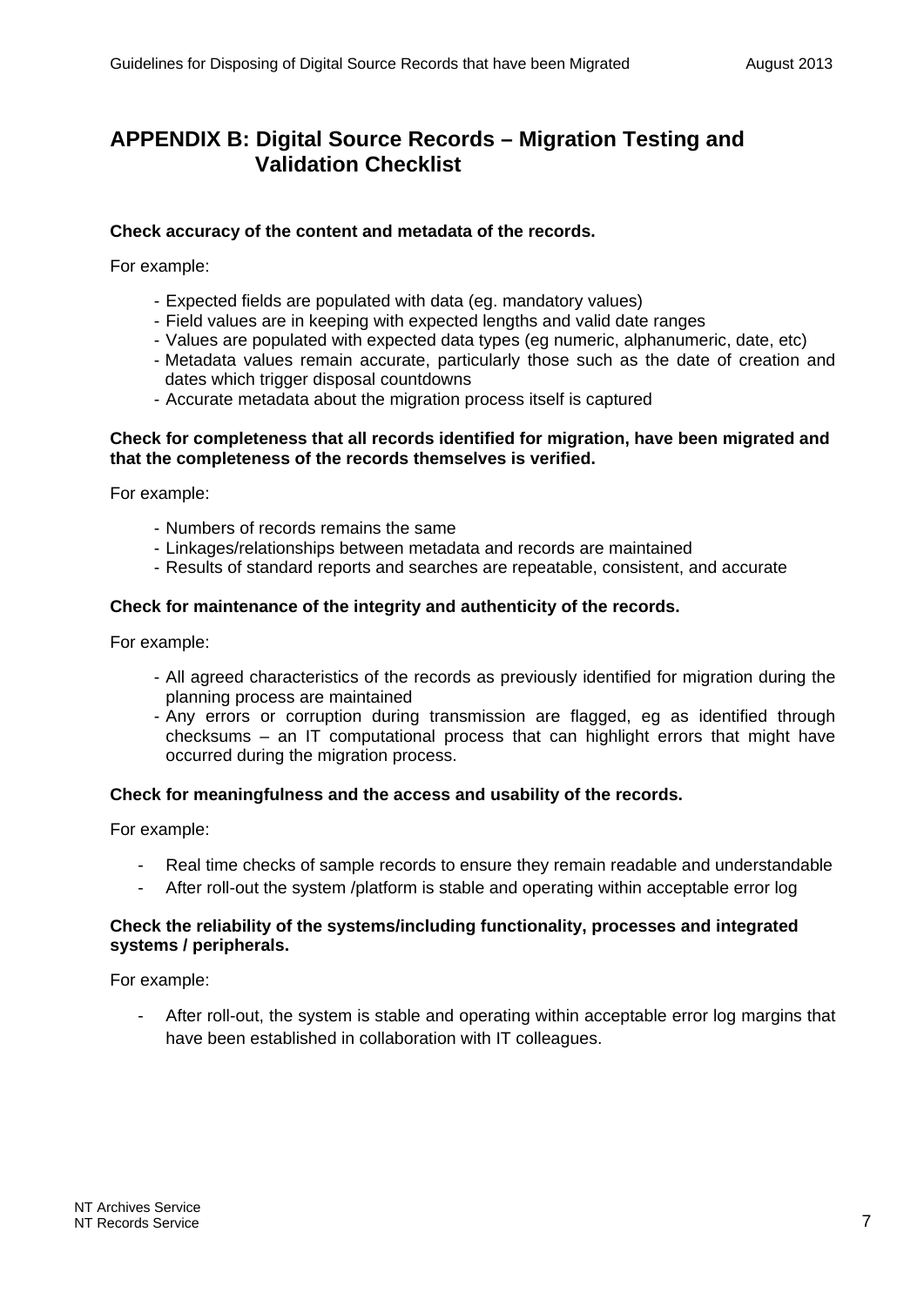## APPENDIX B: Digital Source Records – Migration Testing and Validation Checklist

**Check accuracy of the content and metadata of the records.**

For example:

- Expected fields are populated with data (eg. mandatory values)
- Field values are in keeping with expected lengths and valid date ranges
- Values are populated with expected data types (eg numeric, alphanumeric, date, etc)
- Metadata values remain accurate, particularly those such as the date of creation and dates which trigger disposal countdowns
- Accurate metadata about the migration process itself is captured

**Check for completeness that all records identified for migration, have been migrated and that the completeness of the records themselves is verified.**

For example:

- Numbers of records remains the same
- Linkages/relationships between metadata and records are maintained
- Results of standard reports and searches are repeatable, consistent, and accurate

**Check for maintenance of the integrity and authenticity of the records.**

For example:

- All agreed characteristics of the records as previously identified for migration during the planning process are maintained
- Any errors or corruption during transmission are flagged, eg as identified through checksums – an IT computational process that can highlight errors that might have occurred during the migration process.

**Check for meaningfulness and the access and usability of the records.**

For example:

- Real time checks of sample records to ensure they remain readable and understandable
- After roll-out the system /platform is stable and operating within acceptable error log

**Check the reliability of the systems/including functionality, processes and integrated systems / peripherals.**

For example:

- After roll-out, the system is stable and operating within acceptable error log margins that have been established in collaboration with IT colleagues.